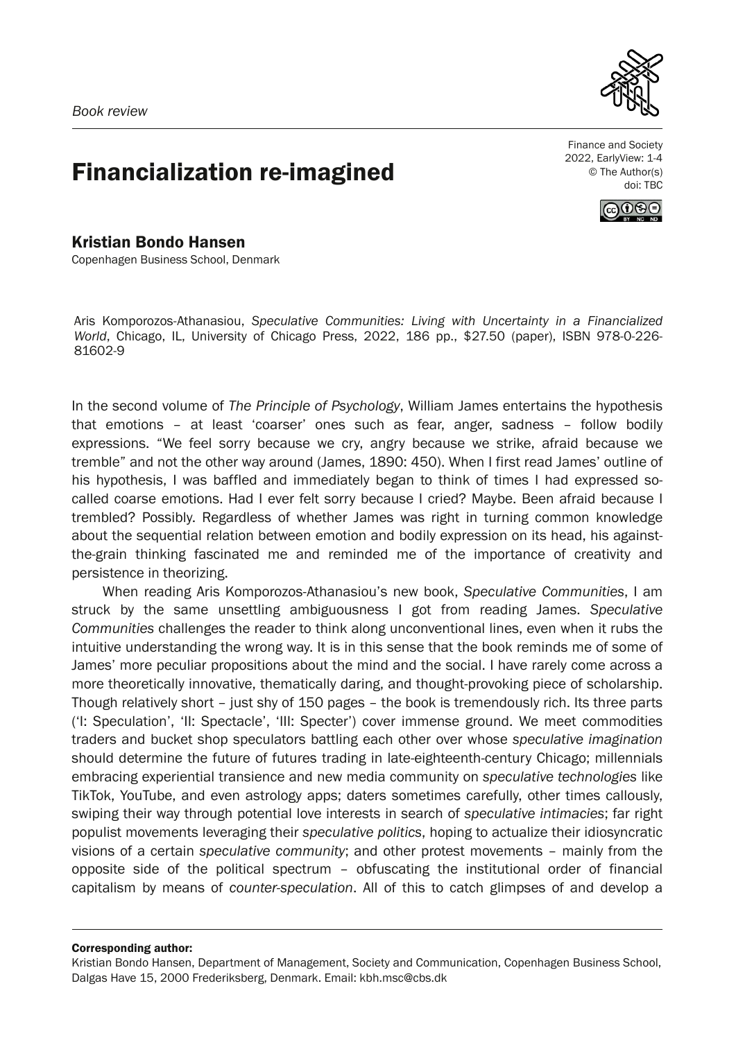*Book review*

# Financialization re-imagined

Finance and Society
2022, EarlyView: 1-4
© The Author(s)
doi: TBC

## Kristian Bondo Hansen

Copenhagen Business School, Denmark

Aris Komporozos-Athanasiou, *Speculative Communities: Living with Uncertainty in a Financialized World*, Chicago, IL, University of Chicago Press, 2022, 186 pp., $27.50 (paper), ISBN 978-0-226-81602-9

In the second volume of *The Principle of Psychology*, William James entertains the hypothesis that emotions – at least 'coarser' ones such as fear, anger, sadness – follow bodily expressions. "We feel sorry because we cry, angry because we strike, afraid because we tremble" and not the other way around (James, 1890: 450). When I first read James' outline of his hypothesis, I was baffled and immediately began to think of times I had expressed so-called coarse emotions. Had I ever felt sorry because I cried? Maybe. Been afraid because I trembled? Possibly. Regardless of whether James was right in turning common knowledge about the sequential relation between emotion and bodily expression on its head, his against-the-grain thinking fascinated me and reminded me of the importance of creativity and persistence in theorizing.

When reading Aris Komporozos-Athanasiou's new book, *Speculative Communities*, I am struck by the same unsettling ambiguousness I got from reading James. *Speculative Communities* challenges the reader to think along unconventional lines, even when it rubs the intuitive understanding the wrong way. It is in this sense that the book reminds me of some of James' more peculiar propositions about the mind and the social. I have rarely come across a more theoretically innovative, thematically daring, and thought-provoking piece of scholarship. Though relatively short – just shy of 150 pages – the book is tremendously rich. Its three parts ('I: Speculation', 'II: Spectacle', 'III: Specter') cover immense ground. We meet commodities traders and bucket shop speculators battling each other over whose *speculative imagination* should determine the future of futures trading in late-eighteenth-century Chicago; millennials embracing experiential transience and new media community on *speculative technologies* like TikTok, YouTube, and even astrology apps; daters sometimes carefully, other times callously, swiping their way through potential love interests in search of *speculative intimacies*; far right populist movements leveraging their *speculative politics*, hoping to actualize their idiosyncratic visions of a certain *speculative community*; and other protest movements – mainly from the opposite side of the political spectrum – obfuscating the institutional order of financial capitalism by means of *counter-speculation*. All of this to catch glimpses of and develop a

---

**Corresponding author:**
Kristian Bondo Hansen, Department of Management, Society and Communication, Copenhagen Business School, Dalgas Have 15, 2000 Frederiksberg, Denmark. Email: kbh.msc@cbs.dk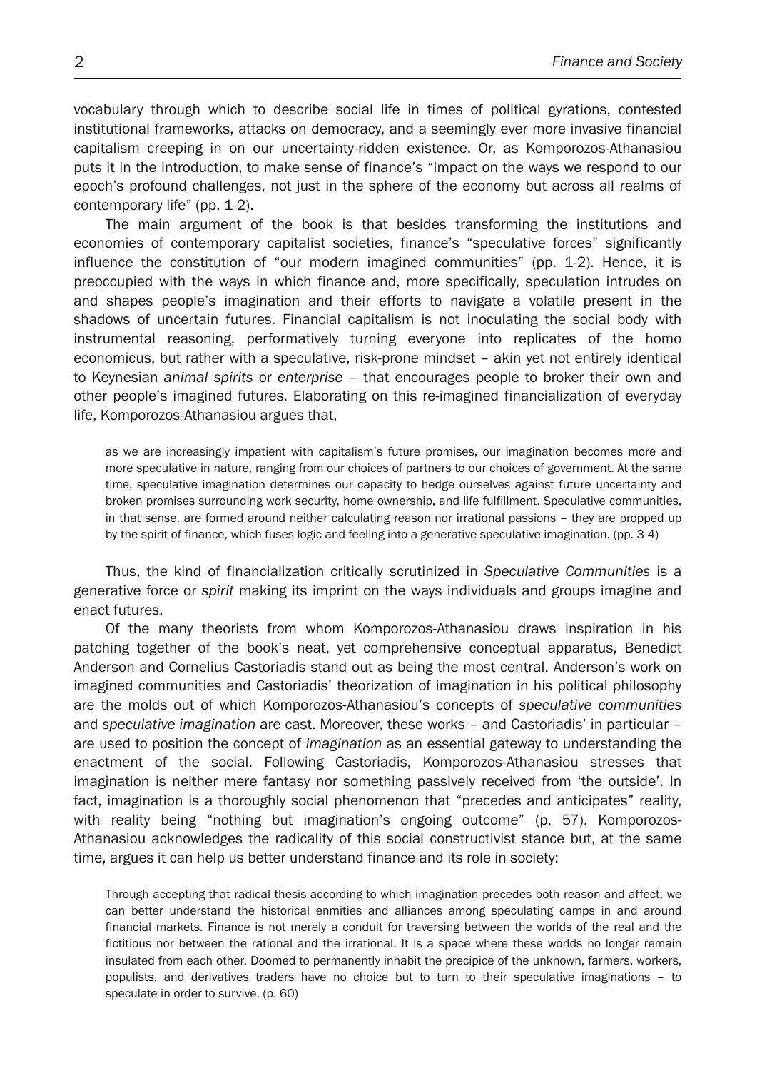vocabulary through which to describe social life in times of political gyrations, contested institutional frameworks, attacks on democracy, and a seemingly ever more invasive financial capitalism creeping in on our uncertainty-ridden existence. Or, as Komporozos-Athanasiou puts it in the introduction, to make sense of finance's "impact on the ways we respond to our epoch's profound challenges, not just in the sphere of the economy but across all realms of contemporary life" (pp. 1-2).

The main argument of the book is that besides transforming the institutions and economies of contemporary capitalist societies, finance's "speculative forces" significantly influence the constitution of "our modern imagined communities" (pp. 1-2). Hence, it is preoccupied with the ways in which finance and, more specifically, speculation intrudes on and shapes people's imagination and their efforts to navigate a volatile present in the shadows of uncertain futures. Financial capitalism is not inoculating the social body with instrumental reasoning, performatively turning everyone into replicates of the homo economicus, but rather with a speculative, risk-prone mindset – akin yet not entirely identical to Keynesian *animal spirits* or *enterprise* – that encourages people to broker their own and other people's imagined futures. Elaborating on this re-imagined financialization of everyday life, Komporozos-Athanasiou argues that,

> as we are increasingly impatient with capitalism's future promises, our imagination becomes more and more speculative in nature, ranging from our choices of partners to our choices of government. At the same time, speculative imagination determines our capacity to hedge ourselves against future uncertainty and broken promises surrounding work security, home ownership, and life fulfillment. Speculative communities, in that sense, are formed around neither calculating reason nor irrational passions – they are propped up by the spirit of finance, which fuses logic and feeling into a generative speculative imagination. (pp. 3-4)

Thus, the kind of financialization critically scrutinized in *Speculative Communities* is a generative force or *spirit* making its imprint on the ways individuals and groups imagine and enact futures.

Of the many theorists from whom Komporozos-Athanasiou draws inspiration in his patching together of the book's neat, yet comprehensive conceptual apparatus, Benedict Anderson and Cornelius Castoriadis stand out as being the most central. Anderson's work on imagined communities and Castoriadis' theorization of imagination in his political philosophy are the molds out of which Komporozos-Athanasiou's concepts of *speculative communities* and *speculative imagination* are cast. Moreover, these works – and Castoriadis' in particular – are used to position the concept of *imagination* as an essential gateway to understanding the enactment of the social. Following Castoriadis, Komporozos-Athanasiou stresses that imagination is neither mere fantasy nor something passively received from 'the outside'. In fact, imagination is a thoroughly social phenomenon that "precedes and anticipates" reality, with reality being "nothing but imagination's ongoing outcome" (p. 57). Komporozos-Athanasiou acknowledges the radicality of this social constructivist stance but, at the same time, argues it can help us better understand finance and its role in society:

> Through accepting that radical thesis according to which imagination precedes both reason and affect, we can better understand the historical enmities and alliances among speculating camps in and around financial markets. Finance is not merely a conduit for traversing between the worlds of the real and the fictitious nor between the rational and the irrational. It is a space where these worlds no longer remain insulated from each other. Doomed to permanently inhabit the precipice of the unknown, farmers, workers, populists, and derivatives traders have no choice but to turn to their speculative imaginations – to speculate in order to survive. (p. 60)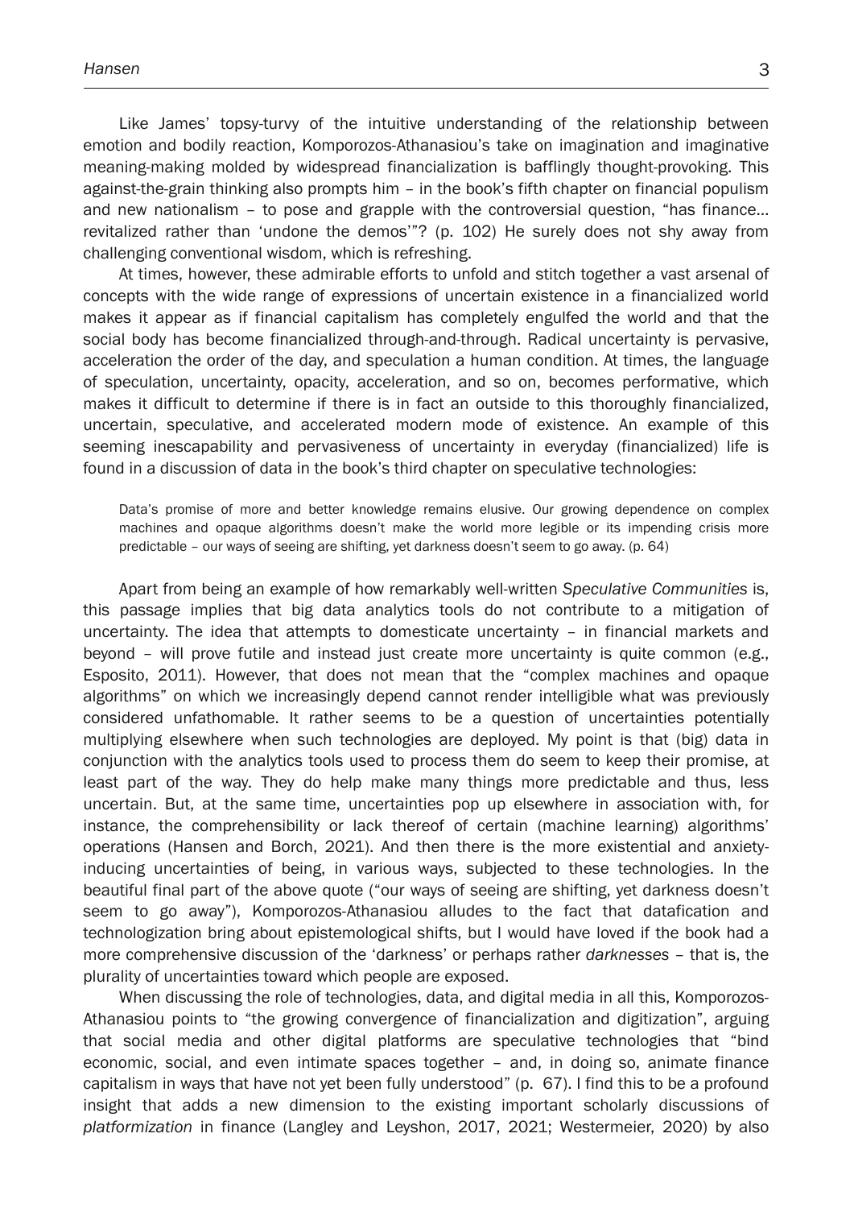Like James' topsy-turvy of the intuitive understanding of the relationship between emotion and bodily reaction, Komporozos-Athanasiou's take on imagination and imaginative meaning-making molded by widespread financialization is bafflingly thought-provoking. This against-the-grain thinking also prompts him – in the book's fifth chapter on financial populism and new nationalism – to pose and grapple with the controversial question, "has finance… revitalized rather than 'undone the demos'"? (p. 102) He surely does not shy away from challenging conventional wisdom, which is refreshing.

At times, however, these admirable efforts to unfold and stitch together a vast arsenal of concepts with the wide range of expressions of uncertain existence in a financialized world makes it appear as if financial capitalism has completely engulfed the world and that the social body has become financialized through-and-through. Radical uncertainty is pervasive, acceleration the order of the day, and speculation a human condition. At times, the language of speculation, uncertainty, opacity, acceleration, and so on, becomes performative, which makes it difficult to determine if there is in fact an outside to this thoroughly financialized, uncertain, speculative, and accelerated modern mode of existence. An example of this seeming inescapability and pervasiveness of uncertainty in everyday (financialized) life is found in a discussion of data in the book's third chapter on speculative technologies:

> Data's promise of more and better knowledge remains elusive. Our growing dependence on complex machines and opaque algorithms doesn't make the world more legible or its impending crisis more predictable – our ways of seeing are shifting, yet darkness doesn't seem to go away. (p. 64)

Apart from being an example of how remarkably well-written *Speculative Communities* is, this passage implies that big data analytics tools do not contribute to a mitigation of uncertainty. The idea that attempts to domesticate uncertainty – in financial markets and beyond – will prove futile and instead just create more uncertainty is quite common (e.g., Esposito, 2011). However, that does not mean that the "complex machines and opaque algorithms" on which we increasingly depend cannot render intelligible what was previously considered unfathomable. It rather seems to be a question of uncertainties potentially multiplying elsewhere when such technologies are deployed. My point is that (big) data in conjunction with the analytics tools used to process them do seem to keep their promise, at least part of the way. They do help make many things more predictable and thus, less uncertain. But, at the same time, uncertainties pop up elsewhere in association with, for instance, the comprehensibility or lack thereof of certain (machine learning) algorithms' operations (Hansen and Borch, 2021). And then there is the more existential and anxiety-inducing uncertainties of being, in various ways, subjected to these technologies. In the beautiful final part of the above quote ("our ways of seeing are shifting, yet darkness doesn't seem to go away"), Komporozos-Athanasiou alludes to the fact that datafication and technologization bring about epistemological shifts, but I would have loved if the book had a more comprehensive discussion of the 'darkness' or perhaps rather *darknesses* – that is, the plurality of uncertainties toward which people are exposed.

When discussing the role of technologies, data, and digital media in all this, Komporozos-Athanasiou points to "the growing convergence of financialization and digitization", arguing that social media and other digital platforms are speculative technologies that "bind economic, social, and even intimate spaces together – and, in doing so, animate finance capitalism in ways that have not yet been fully understood" (p. 67). I find this to be a profound insight that adds a new dimension to the existing important scholarly discussions of *platformization* in finance (Langley and Leyshon, 2017, 2021; Westermeier, 2020) by also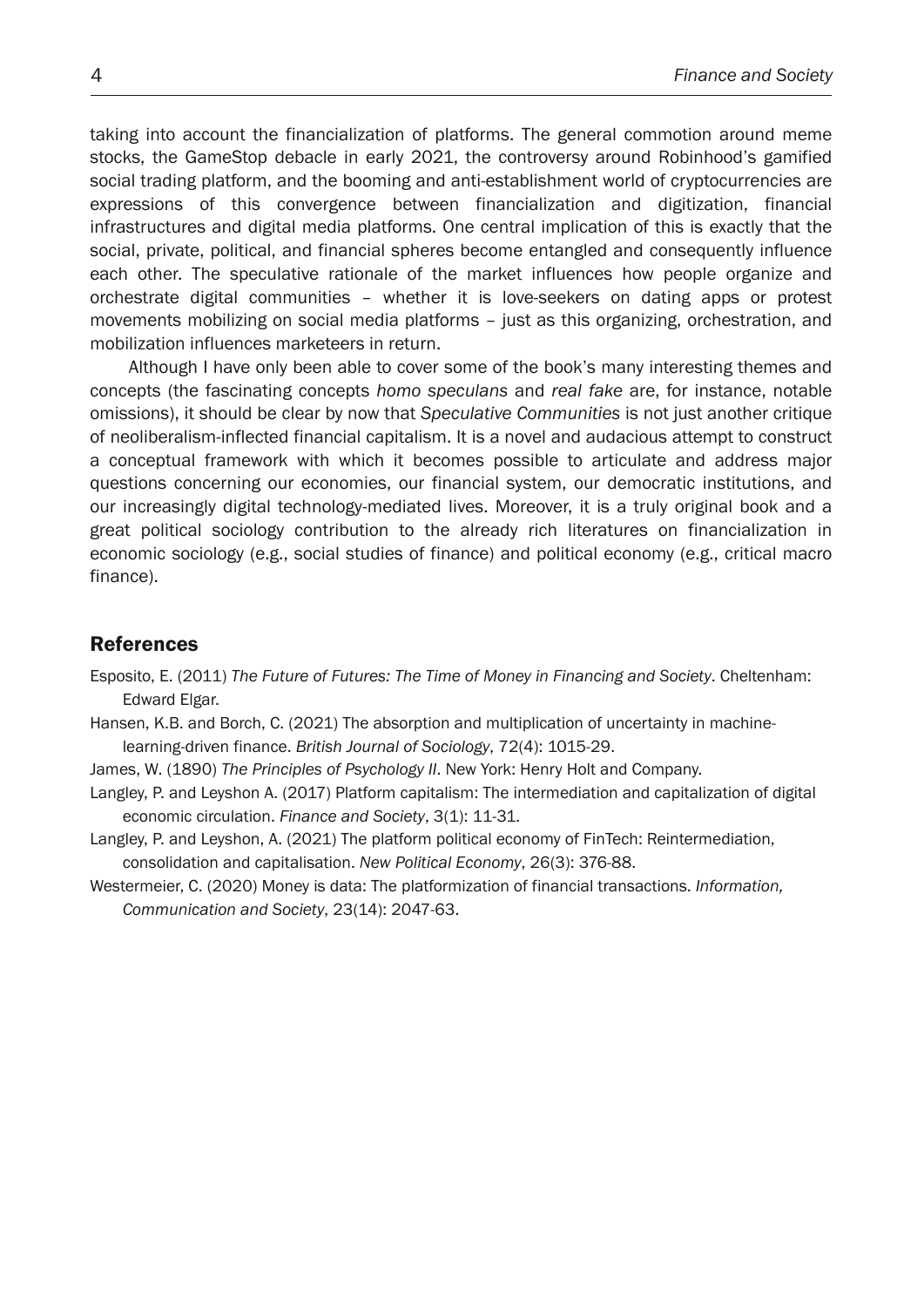taking into account the financialization of platforms. The general commotion around meme stocks, the GameStop debacle in early 2021, the controversy around Robinhood's gamified social trading platform, and the booming and anti-establishment world of cryptocurrencies are expressions of this convergence between financialization and digitization, financial infrastructures and digital media platforms. One central implication of this is exactly that the social, private, political, and financial spheres become entangled and consequently influence each other. The speculative rationale of the market influences how people organize and orchestrate digital communities – whether it is love-seekers on dating apps or protest movements mobilizing on social media platforms – just as this organizing, orchestration, and mobilization influences marketeers in return.

Although I have only been able to cover some of the book's many interesting themes and concepts (the fascinating concepts *homo speculans* and *real fake* are, for instance, notable omissions), it should be clear by now that *Speculative Communities* is not just another critique of neoliberalism-inflected financial capitalism. It is a novel and audacious attempt to construct a conceptual framework with which it becomes possible to articulate and address major questions concerning our economies, our financial system, our democratic institutions, and our increasingly digital technology-mediated lives. Moreover, it is a truly original book and a great political sociology contribution to the already rich literatures on financialization in economic sociology (e.g., social studies of finance) and political economy (e.g., critical macro finance).

## References

Esposito, E. (2011) *The Future of Futures: The Time of Money in Financing and Society*. Cheltenham: Edward Elgar.

Hansen, K.B. and Borch, C. (2021) The absorption and multiplication of uncertainty in machine-learning-driven finance. *British Journal of Sociology*, 72(4): 1015-29.

James, W. (1890) *The Principles of Psychology II*. New York: Henry Holt and Company.

Langley, P. and Leyshon A. (2017) Platform capitalism: The intermediation and capitalization of digital economic circulation. *Finance and Society*, 3(1): 11-31.

Langley, P. and Leyshon, A. (2021) The platform political economy of FinTech: Reintermediation, consolidation and capitalisation. *New Political Economy*, 26(3): 376-88.

Westermeier, C. (2020) Money is data: The platformization of financial transactions. *Information, Communication and Society*, 23(14): 2047-63.